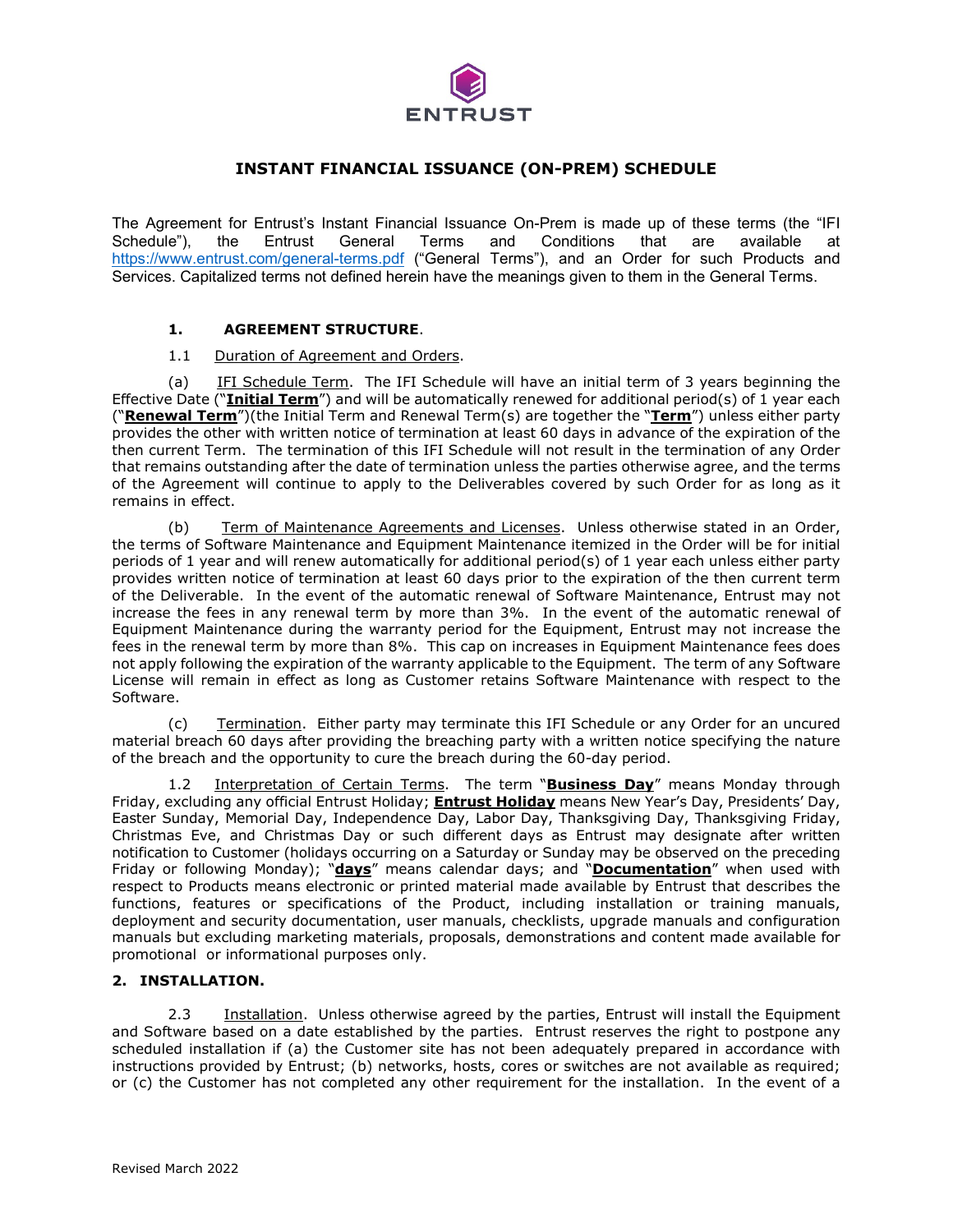# INSTANT FINANCIAL ISSUANCE (ON-PREM) SCHEDULE

The Agreement for Entrust's Instant Financial Issuance On-Prem is made up of these terms (the "IFI Schedule"), the Entrust General Terms and Conditions that are available at https://www.entrust.com/general-terms.pdf ("General Terms"), and an Order for such Products and Services. Capitalized terms not defined herein have the meanings given to them in the General Terms.

## 1. AGREEMENT STRUCTURE.

1.1 Duration of Agreement and Orders.

(a) IFI Schedule Term. The IFI Schedule will have an initial term of 3 years beginning the Effective Date ("**Initial Term**") and will be automatically renewed for additional period(s) of 1 year each ("**Renewal Term**")(the Initial Term and Renewal Term(s) are together the "**Term**") unless either party provides the other with written notice of termination at least 60 days in advance of the expiration of the then current Term. The termination of this IFI Schedule will not result in the termination of any Order that remains outstanding after the date of termination unless the parties otherwise agree, and the terms of the Agreement will continue to apply to the Deliverables covered by such Order for as long as it remains in effect.

(b) Term of Maintenance Agreements and Licenses. Unless otherwise stated in an Order, the terms of Software Maintenance and Equipment Maintenance itemized in the Order will be for initial periods of 1 year and will renew automatically for additional period(s) of 1 year each unless either party provides written notice of termination at least 60 days prior to the expiration of the then current term of the Deliverable. In the event of the automatic renewal of Software Maintenance, Entrust may not increase the fees in any renewal term by more than 3%. In the event of the automatic renewal of Equipment Maintenance during the warranty period for the Equipment, Entrust may not increase the fees in the renewal term by more than 8%. This cap on increases in Equipment Maintenance fees does not apply following the expiration of the warranty applicable to the Equipment. The term of any Software License will remain in effect as long as Customer retains Software Maintenance with respect to the Software.

(c) Termination. Either party may terminate this IFI Schedule or any Order for an uncured material breach 60 days after providing the breaching party with a written notice specifying the nature of the breach and the opportunity to cure the breach during the 60-day period.

1.2 Interpretation of Certain Terms. The term "**Business Day**" means Monday through Friday, excluding any official Entrust Holiday; **Entrust Holiday** means New Year's Day, Presidents' Day, Easter Sunday, Memorial Day, Independence Day, Labor Day, Thanksgiving Day, Thanksgiving Friday, Christmas Eve, and Christmas Day or such different days as Entrust may designate after written notification to Customer (holidays occurring on a Saturday or Sunday may be observed on the preceding Friday or following Monday); "**days**" means calendar days; and "**Documentation**" when used with respect to Products means electronic or printed material made available by Entrust that describes the functions, features or specifications of the Product, including installation or training manuals, deployment and security documentation, user manuals, checklists, upgrade manuals and configuration manuals but excluding marketing materials, proposals, demonstrations and content made available for promotional or informational purposes only.

## 2. INSTALLATION.

2.3 Installation. Unless otherwise agreed by the parties, Entrust will install the Equipment and Software based on a date established by the parties. Entrust reserves the right to postpone any scheduled installation if (a) the Customer site has not been adequately prepared in accordance with instructions provided by Entrust; (b) networks, hosts, cores or switches are not available as required; or (c) the Customer has not completed any other requirement for the installation. In the event of a

Revised March 2022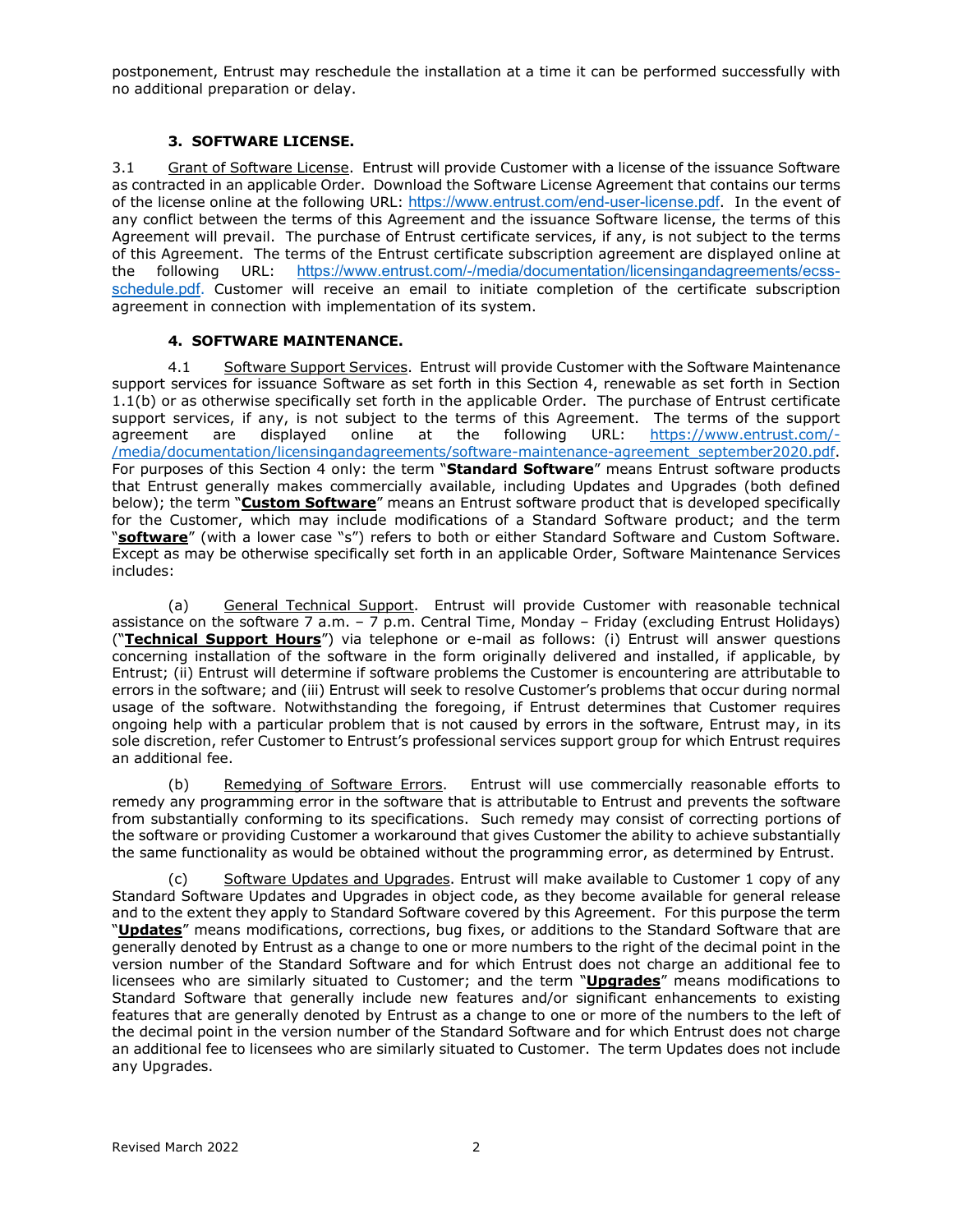postponement, Entrust may reschedule the installation at a time it can be performed successfully with no additional preparation or delay.

### 3. SOFTWARE LICENSE.

3.1 Grant of Software License. Entrust will provide Customer with a license of the issuance Software as contracted in an applicable Order. Download the Software License Agreement that contains our terms of the license online at the following URL: https://www.entrust.com/end-user-license.pdf. In the event of any conflict between the terms of this Agreement and the issuance Software license, the terms of this Agreement will prevail. The purchase of Entrust certificate services, if any, is not subject to the terms of this Agreement. The terms of the Entrust certificate subscription agreement are displayed online at the following URL: https://www.entrust.com/-/media/documentation/licensingandagreements/ecss-schedule.pdf. Customer will receive an email to initiate completion of the certificate subscription agreement in connection with implementation of its system.

### 4. SOFTWARE MAINTENANCE.

4.1 Software Support Services. Entrust will provide Customer with the Software Maintenance support services for issuance Software as set forth in this Section 4, renewable as set forth in Section 1.1(b) or as otherwise specifically set forth in the applicable Order. The purchase of Entrust certificate support services, if any, is not subject to the terms of this Agreement. The terms of the support agreement are displayed online at the following URL: https://www.entrust.com/-/media/documentation/licensingandagreements/software-maintenance-agreement_september2020.pdf. For purposes of this Section 4 only: the term "**Standard Software**" means Entrust software products that Entrust generally makes commercially available, including Updates and Upgrades (both defined below); the term "**Custom Software**" means an Entrust software product that is developed specifically for the Customer, which may include modifications of a Standard Software product; and the term "**software**" (with a lower case "s") refers to both or either Standard Software and Custom Software. Except as may be otherwise specifically set forth in an applicable Order, Software Maintenance Services includes:

(a) General Technical Support. Entrust will provide Customer with reasonable technical assistance on the software 7 a.m. – 7 p.m. Central Time, Monday – Friday (excluding Entrust Holidays) ("**Technical Support Hours**") via telephone or e-mail as follows: (i) Entrust will answer questions concerning installation of the software in the form originally delivered and installed, if applicable, by Entrust; (ii) Entrust will determine if software problems the Customer is encountering are attributable to errors in the software; and (iii) Entrust will seek to resolve Customer's problems that occur during normal usage of the software. Notwithstanding the foregoing, if Entrust determines that Customer requires ongoing help with a particular problem that is not caused by errors in the software, Entrust may, in its sole discretion, refer Customer to Entrust's professional services support group for which Entrust requires an additional fee.

(b) Remedying of Software Errors. Entrust will use commercially reasonable efforts to remedy any programming error in the software that is attributable to Entrust and prevents the software from substantially conforming to its specifications. Such remedy may consist of correcting portions of the software or providing Customer a workaround that gives Customer the ability to achieve substantially the same functionality as would be obtained without the programming error, as determined by Entrust.

(c) Software Updates and Upgrades. Entrust will make available to Customer 1 copy of any Standard Software Updates and Upgrades in object code, as they become available for general release and to the extent they apply to Standard Software covered by this Agreement. For this purpose the term "**Updates**" means modifications, corrections, bug fixes, or additions to the Standard Software that are generally denoted by Entrust as a change to one or more numbers to the right of the decimal point in the version number of the Standard Software and for which Entrust does not charge an additional fee to licensees who are similarly situated to Customer; and the term "**Upgrades**" means modifications to Standard Software that generally include new features and/or significant enhancements to existing features that are generally denoted by Entrust as a change to one or more of the numbers to the left of the decimal point in the version number of the Standard Software and for which Entrust does not charge an additional fee to licensees who are similarly situated to Customer. The term Updates does not include any Upgrades.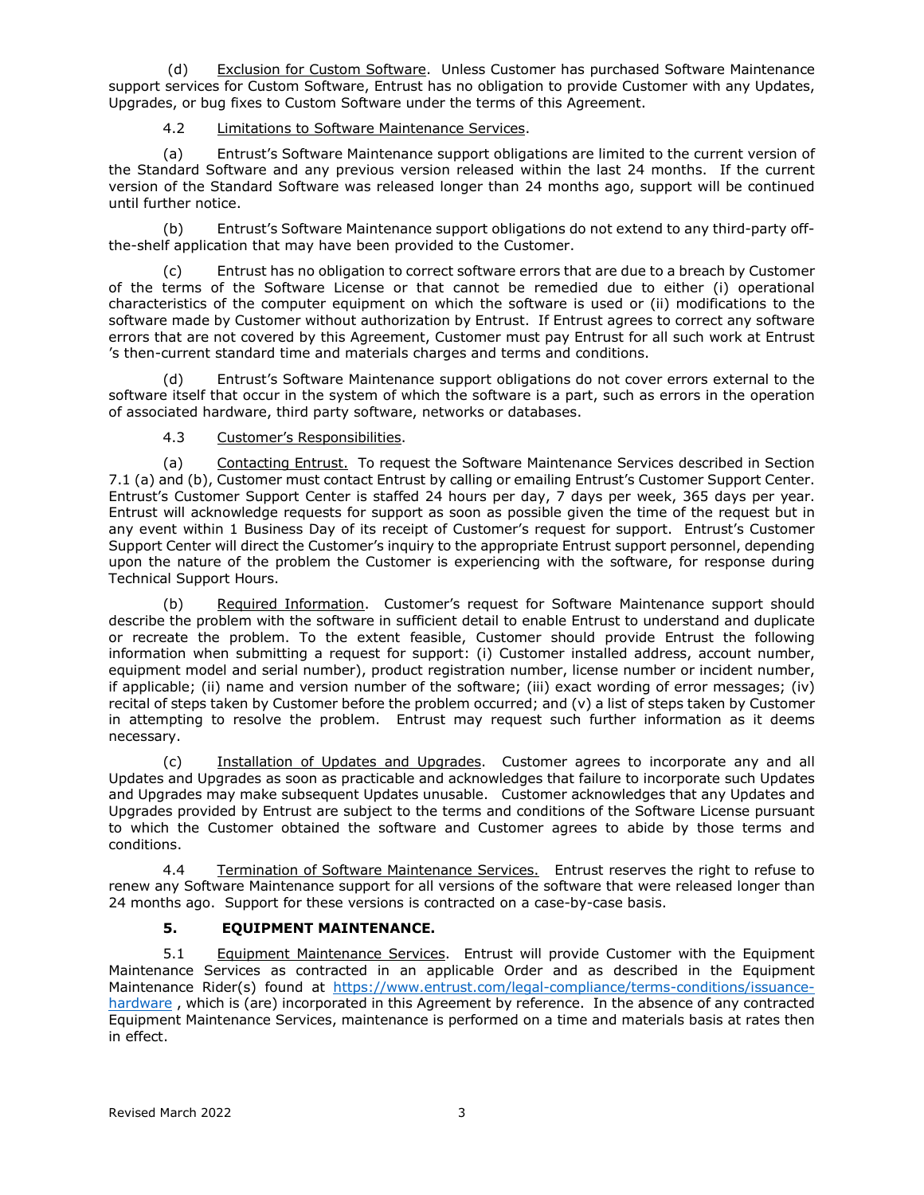(d) Exclusion for Custom Software. Unless Customer has purchased Software Maintenance support services for Custom Software, Entrust has no obligation to provide Customer with any Updates, Upgrades, or bug fixes to Custom Software under the terms of this Agreement.

4.2 Limitations to Software Maintenance Services.

(a) Entrust's Software Maintenance support obligations are limited to the current version of the Standard Software and any previous version released within the last 24 months. If the current version of the Standard Software was released longer than 24 months ago, support will be continued until further notice.

(b) Entrust's Software Maintenance support obligations do not extend to any third-party off-the-shelf application that may have been provided to the Customer.

(c) Entrust has no obligation to correct software errors that are due to a breach by Customer of the terms of the Software License or that cannot be remedied due to either (i) operational characteristics of the computer equipment on which the software is used or (ii) modifications to the software made by Customer without authorization by Entrust. If Entrust agrees to correct any software errors that are not covered by this Agreement, Customer must pay Entrust for all such work at Entrust 's then-current standard time and materials charges and terms and conditions.

(d) Entrust's Software Maintenance support obligations do not cover errors external to the software itself that occur in the system of which the software is a part, such as errors in the operation of associated hardware, third party software, networks or databases.

4.3 Customer's Responsibilities.

(a) Contacting Entrust. To request the Software Maintenance Services described in Section 7.1 (a) and (b), Customer must contact Entrust by calling or emailing Entrust's Customer Support Center. Entrust's Customer Support Center is staffed 24 hours per day, 7 days per week, 365 days per year. Entrust will acknowledge requests for support as soon as possible given the time of the request but in any event within 1 Business Day of its receipt of Customer's request for support. Entrust's Customer Support Center will direct the Customer's inquiry to the appropriate Entrust support personnel, depending upon the nature of the problem the Customer is experiencing with the software, for response during Technical Support Hours.

(b) Required Information. Customer's request for Software Maintenance support should describe the problem with the software in sufficient detail to enable Entrust to understand and duplicate or recreate the problem. To the extent feasible, Customer should provide Entrust the following information when submitting a request for support: (i) Customer installed address, account number, equipment model and serial number), product registration number, license number or incident number, if applicable; (ii) name and version number of the software; (iii) exact wording of error messages; (iv) recital of steps taken by Customer before the problem occurred; and (v) a list of steps taken by Customer in attempting to resolve the problem. Entrust may request such further information as it deems necessary.

(c) Installation of Updates and Upgrades. Customer agrees to incorporate any and all Updates and Upgrades as soon as practicable and acknowledges that failure to incorporate such Updates and Upgrades may make subsequent Updates unusable. Customer acknowledges that any Updates and Upgrades provided by Entrust are subject to the terms and conditions of the Software License pursuant to which the Customer obtained the software and Customer agrees to abide by those terms and conditions.

4.4 Termination of Software Maintenance Services. Entrust reserves the right to refuse to renew any Software Maintenance support for all versions of the software that were released longer than 24 months ago. Support for these versions is contracted on a case-by-case basis.

## 5. EQUIPMENT MAINTENANCE.

5.1 Equipment Maintenance Services. Entrust will provide Customer with the Equipment Maintenance Services as contracted in an applicable Order and as described in the Equipment Maintenance Rider(s) found at https://www.entrust.com/legal-compliance/terms-conditions/issuance-hardware , which is (are) incorporated in this Agreement by reference. In the absence of any contracted Equipment Maintenance Services, maintenance is performed on a time and materials basis at rates then in effect.